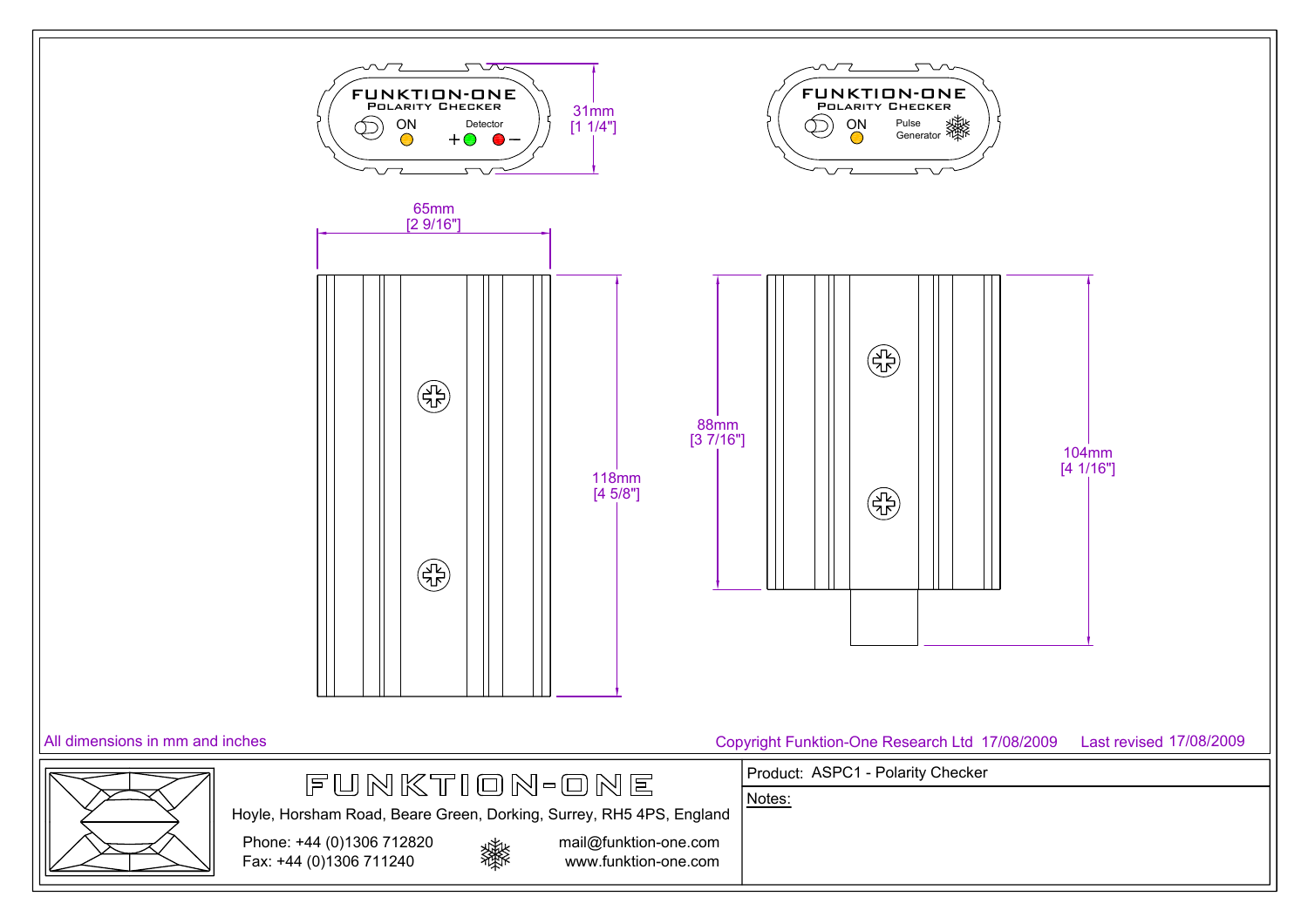FUNKTION-ONE
POLARITY CHECKER
ON
Detector
+ −

31mm
[1 1/4"]

FUNKTION-ONE
POLARITY CHECKER
ON
Pulse
Generator

65mm
[2 9/16"]

118mm
[4 5/8"]

88mm
[3 7/16"]

104mm
[4 1/16"]

All dimensions in mm and inches

Copyright Funktion-One Research Ltd 17/08/2009 Last revised 17/08/2009

# FUNKTION-ONE

Hoyle, Horsham Road, Beare Green, Dorking, Surrey, RH5 4PS, England

Phone: +44 (0)1306 712820
Fax: +44 (0)1306 711240

mail@funktion-one.com
www.funktion-one.com

Product: ASPC1 - Polarity Checker

Notes: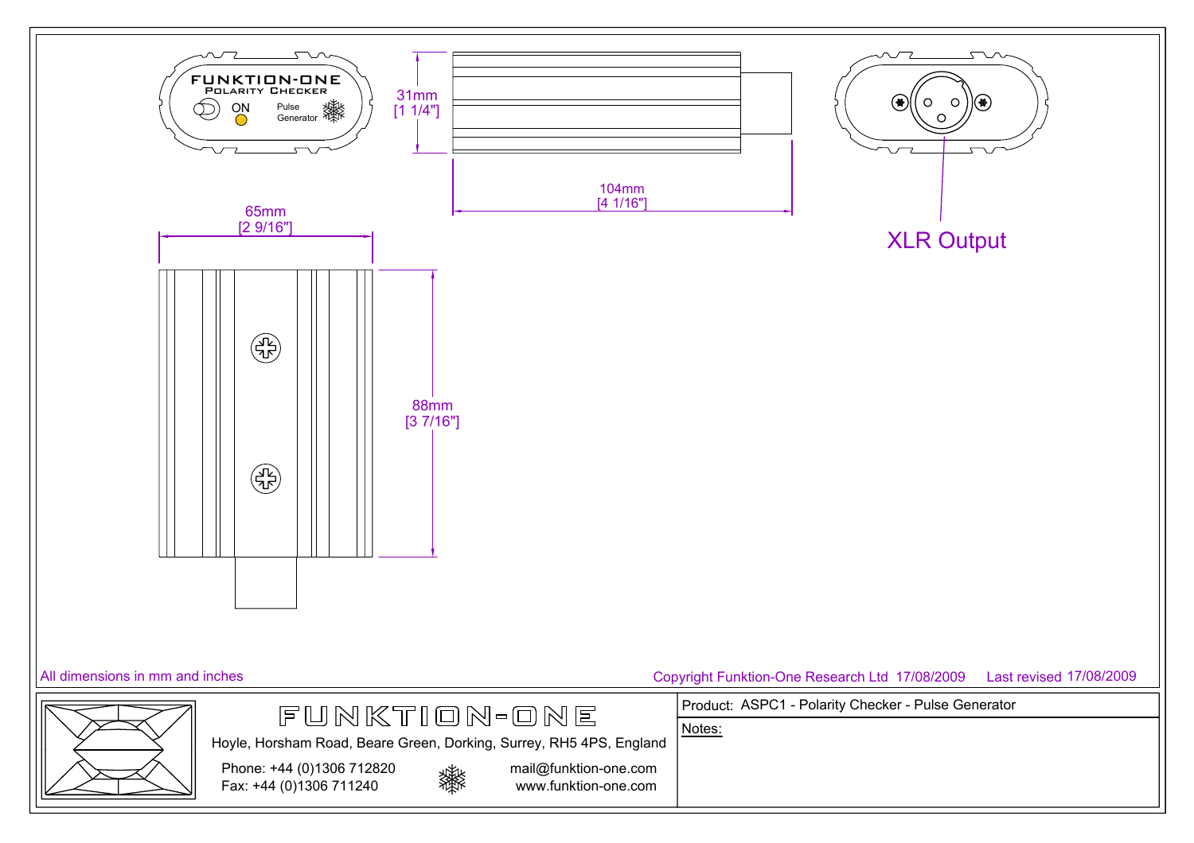FUNKTION-ONE
POLARITY CHECKER

ON

Pulse
Generator

31mm
[1 1/4"]

104mm
[4 1/16"]

65mm
[2 9/16"]

88mm
[3 7/16"]

XLR Output

All dimensions in mm and inches

Copyright Funktion-One Research Ltd 17/08/2009 Last revised 17/08/2009

FUNKTION-ONE

Hoyle, Horsham Road, Beare Green, Dorking, Surrey, RH5 4PS, England

Phone: +44 (0)1306 712820
Fax: +44 (0)1306 711240

mail@funktion-one.com
www.funktion-one.com

Product: ASPC1 - Polarity Checker - Pulse Generator

Notes: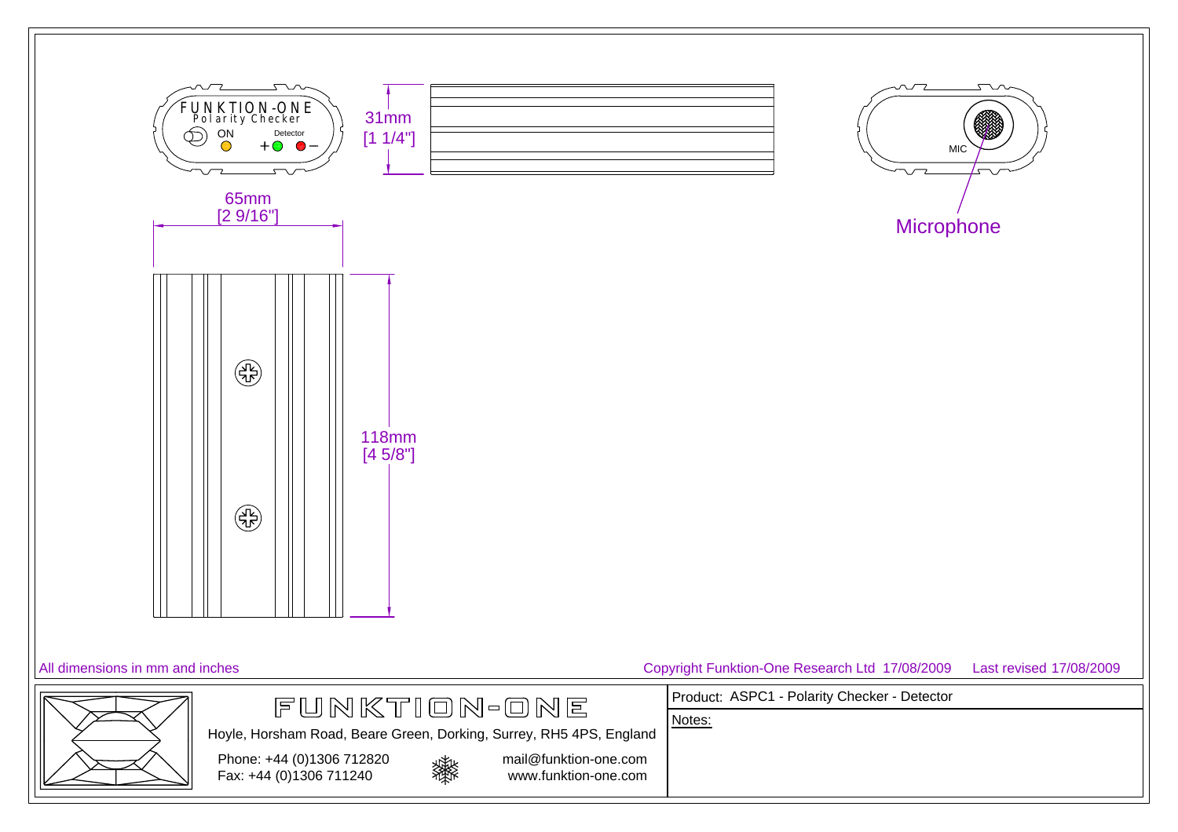FUNKTION-ONE
Polarity Checker
ON
Detector
+ −

31mm
[1 1/4"]

65mm
[2 9/16"]

118mm
[4 5/8"]

MIC

Microphone

All dimensions in mm and inches

Copyright Funktion-One Research Ltd 17/08/2009 Last revised 17/08/2009

FUNKTION-ONE

Hoyle, Horsham Road, Beare Green, Dorking, Surrey, RH5 4PS, England

Phone: +44 (0)1306 712820
Fax: +44 (0)1306 711240

mail@funktion-one.com
www.funktion-one.com

Product: ASPC1 - Polarity Checker - Detector

Notes: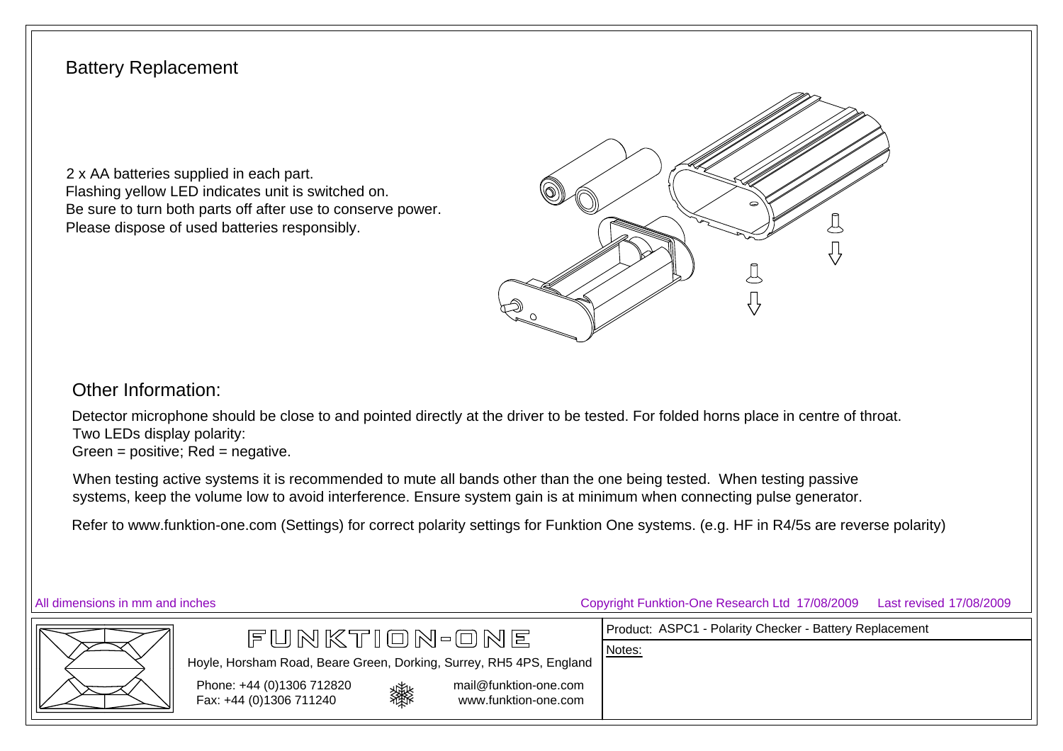## Battery Replacement

2 x AA batteries supplied in each part.
Flashing yellow LED indicates unit is switched on.
Be sure to turn both parts off after use to conserve power.
Please dispose of used batteries responsibly.

## Other Information:

Detector microphone should be close to and pointed directly at the driver to be tested. For folded horns place in centre of throat.
Two LEDs display polarity:
Green = positive; Red = negative.

When testing active systems it is recommended to mute all bands other than the one being tested. When testing passive systems, keep the volume low to avoid interference. Ensure system gain is at minimum when connecting pulse generator.

Refer to www.funktion-one.com (Settings) for correct polarity settings for Funktion One systems. (e.g. HF in R4/5s are reverse polarity)

All dimensions in mm and inches

Copyright Funktion-One Research Ltd 17/08/2009 Last revised 17/08/2009

FUNKTION-ONE

Hoyle, Horsham Road, Beare Green, Dorking, Surrey, RH5 4PS, England

Phone: +44 (0)1306 712820
Fax: +44 (0)1306 711240

mail@funktion-one.com
www.funktion-one.com

Product: ASPC1 - Polarity Checker - Battery Replacement

Notes: